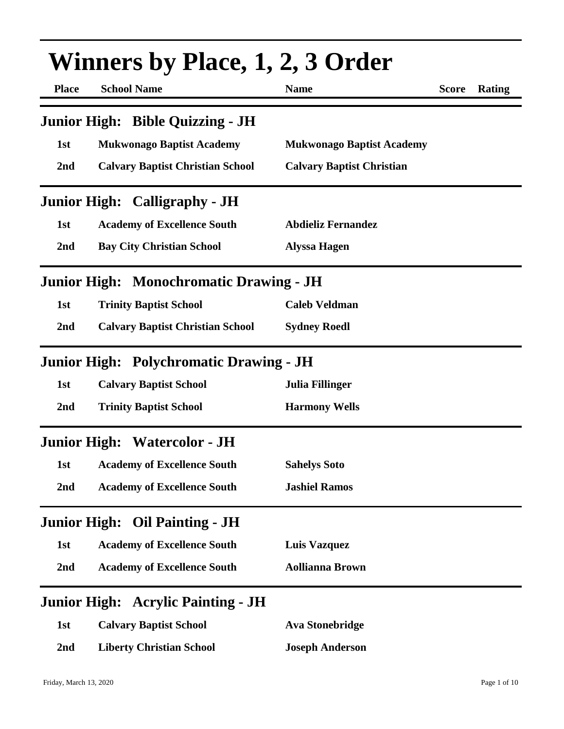# Winners by Place, 1, 2, 3 Order

| Place | School Name | Name | Score | Rating |
|---|---|---|---|---|

## Junior High: Bible Quizzing - JH

| Place | School Name | Name | Score | Rating |
|---|---|---|---|---|
| 1st | Mukwonago Baptist Academy | Mukwonago Baptist Academy | | |
| 2nd | Calvary Baptist Christian School | Calvary Baptist Christian | | |

## Junior High: Calligraphy - JH

| Place | School Name | Name | Score | Rating |
|---|---|---|---|---|
| 1st | Academy of Excellence South | Abdieliz Fernandez | | |
| 2nd | Bay City Christian School | Alyssa Hagen | | |

## Junior High: Monochromatic Drawing - JH

| Place | School Name | Name | Score | Rating |
|---|---|---|---|---|
| 1st | Trinity Baptist School | Caleb Veldman | | |
| 2nd | Calvary Baptist Christian School | Sydney Roedl | | |

## Junior High: Polychromatic Drawing - JH

| Place | School Name | Name | Score | Rating |
|---|---|---|---|---|
| 1st | Calvary Baptist School | Julia Fillinger | | |
| 2nd | Trinity Baptist School | Harmony Wells | | |

## Junior High: Watercolor - JH

| Place | School Name | Name | Score | Rating |
|---|---|---|---|---|
| 1st | Academy of Excellence South | Sahelys Soto | | |
| 2nd | Academy of Excellence South | Jashiel Ramos | | |

## Junior High: Oil Painting - JH

| Place | School Name | Name | Score | Rating |
|---|---|---|---|---|
| 1st | Academy of Excellence South | Luis Vazquez | | |
| 2nd | Academy of Excellence South | Aollianna Brown | | |

## Junior High: Acrylic Painting - JH

| Place | School Name | Name | Score | Rating |
|---|---|---|---|---|
| 1st | Calvary Baptist School | Ava Stonebridge | | |
| 2nd | Liberty Christian School | Joseph Anderson | | |

Friday, March 13, 2020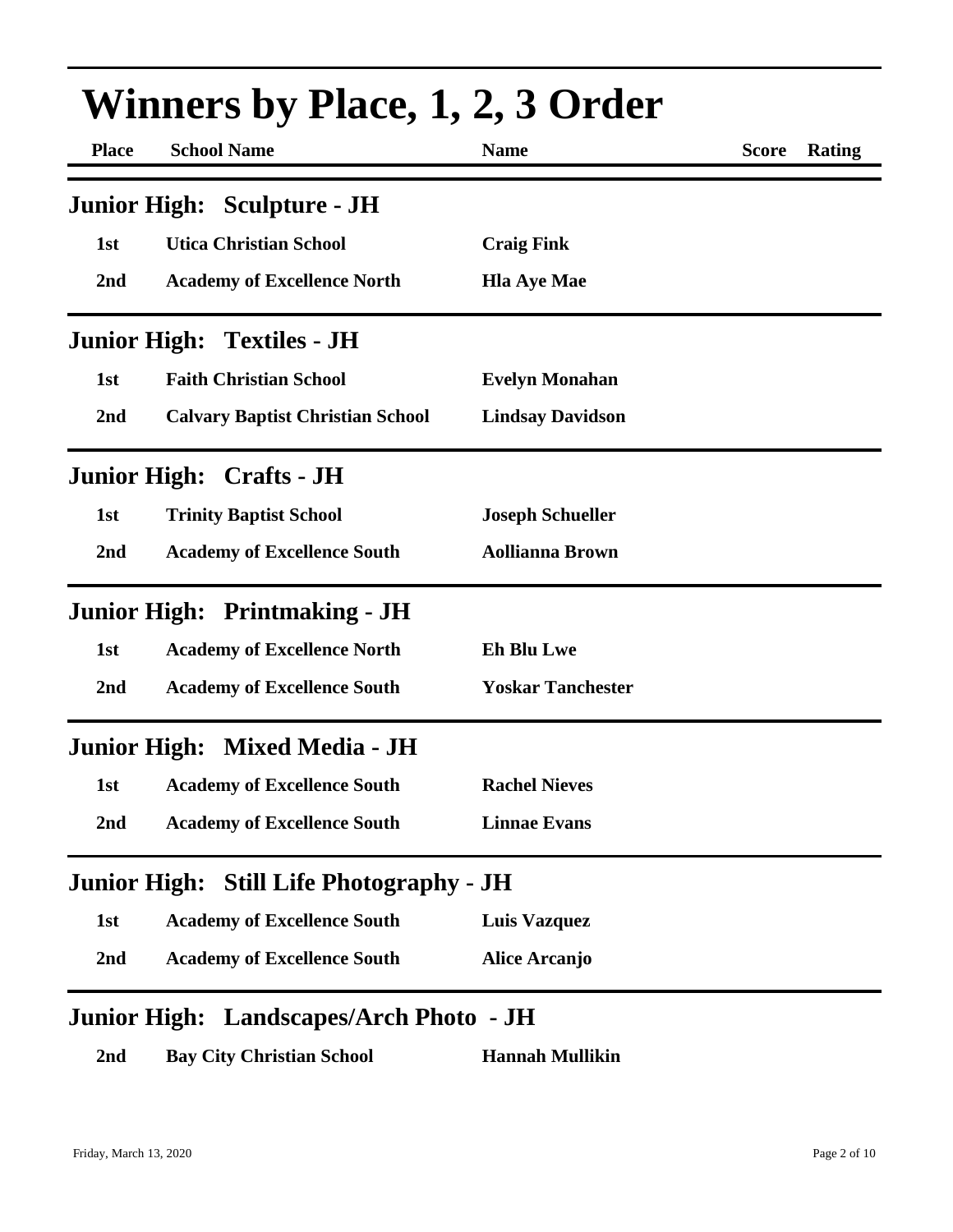# Winners by Place, 1, 2, 3 Order

| Place | School Name | Name | Score | Rating |
|---|---|---|---|---|

## Junior High: Sculpture - JH

| Place | School Name | Name | Score | Rating |
|---|---|---|---|---|
| 1st | Utica Christian School | Craig Fink | | |
| 2nd | Academy of Excellence North | Hla Aye Mae | | |

## Junior High: Textiles - JH

| Place | School Name | Name | Score | Rating |
|---|---|---|---|---|
| 1st | Faith Christian School | Evelyn Monahan | | |
| 2nd | Calvary Baptist Christian School | Lindsay Davidson | | |

## Junior High: Crafts - JH

| Place | School Name | Name | Score | Rating |
|---|---|---|---|---|
| 1st | Trinity Baptist School | Joseph Schueller | | |
| 2nd | Academy of Excellence South | Aollianna Brown | | |

## Junior High: Printmaking - JH

| Place | School Name | Name | Score | Rating |
|---|---|---|---|---|
| 1st | Academy of Excellence North | Eh Blu Lwe | | |
| 2nd | Academy of Excellence South | Yoskar Tanchester | | |

## Junior High: Mixed Media - JH

| Place | School Name | Name | Score | Rating |
|---|---|---|---|---|
| 1st | Academy of Excellence South | Rachel Nieves | | |
| 2nd | Academy of Excellence South | Linnae Evans | | |

## Junior High: Still Life Photography - JH

| Place | School Name | Name | Score | Rating |
|---|---|---|---|---|
| 1st | Academy of Excellence South | Luis Vazquez | | |
| 2nd | Academy of Excellence South | Alice Arcanjo | | |

## Junior High: Landscapes/Arch Photo - JH

| Place | School Name | Name | Score | Rating |
|---|---|---|---|---|
| 2nd | Bay City Christian School | Hannah Mullikin | | |

Friday, March 13, 2020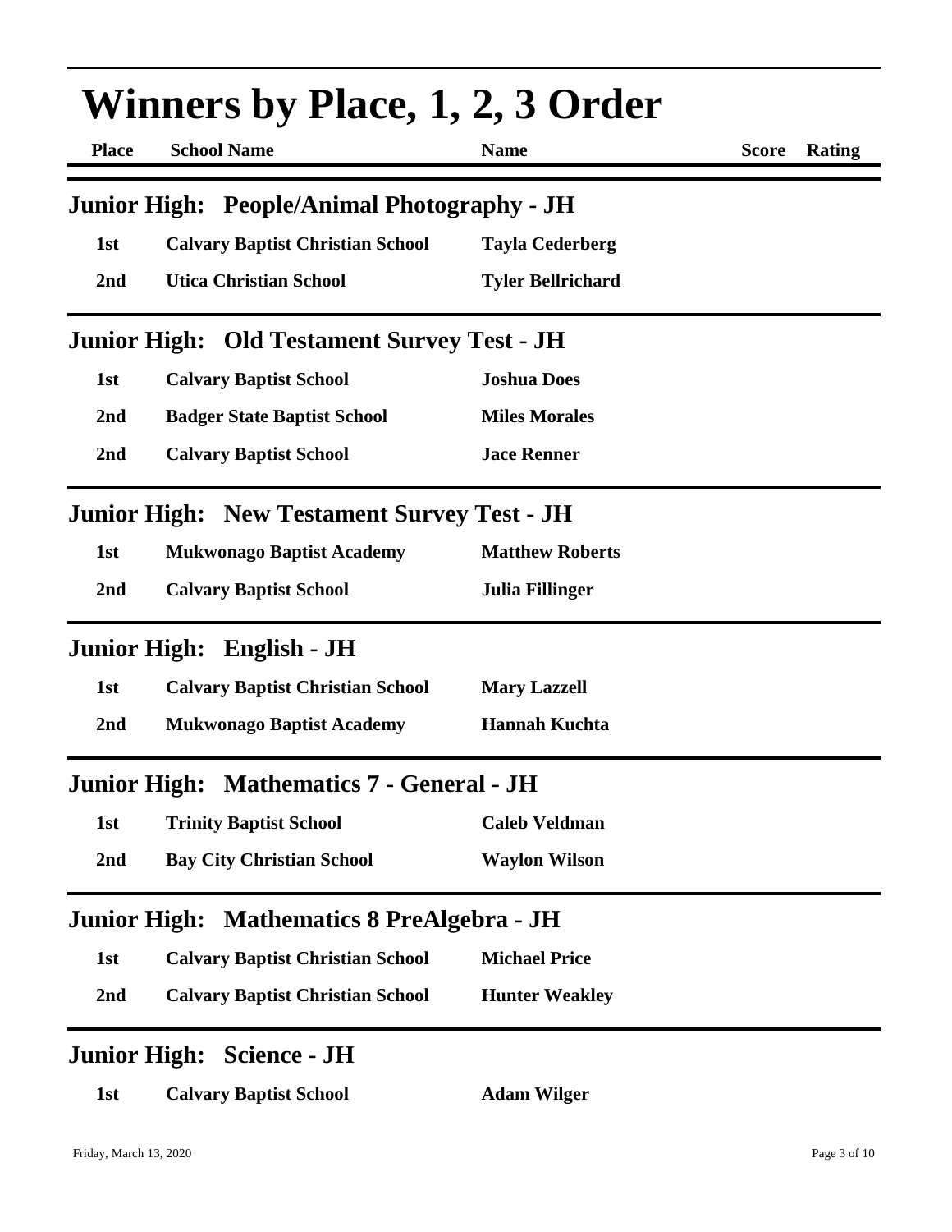# Winners by Place, 1, 2, 3 Order

| Place | School Name | Name | Score | Rating |
|---|---|---|---|---|

## Junior High: People/Animal Photography - JH

| Place | School Name | Name | Score | Rating |
|---|---|---|---|---|
| 1st | Calvary Baptist Christian School | Tayla Cederberg | | |
| 2nd | Utica Christian School | Tyler Bellrichard | | |

## Junior High: Old Testament Survey Test - JH

| Place | School Name | Name | Score | Rating |
|---|---|---|---|---|
| 1st | Calvary Baptist School | Joshua Does | | |
| 2nd | Badger State Baptist School | Miles Morales | | |
| 2nd | Calvary Baptist School | Jace Renner | | |

## Junior High: New Testament Survey Test - JH

| Place | School Name | Name | Score | Rating |
|---|---|---|---|---|
| 1st | Mukwonago Baptist Academy | Matthew Roberts | | |
| 2nd | Calvary Baptist School | Julia Fillinger | | |

## Junior High: English - JH

| Place | School Name | Name | Score | Rating |
|---|---|---|---|---|
| 1st | Calvary Baptist Christian School | Mary Lazzell | | |
| 2nd | Mukwonago Baptist Academy | Hannah Kuchta | | |

## Junior High: Mathematics 7 - General - JH

| Place | School Name | Name | Score | Rating |
|---|---|---|---|---|
| 1st | Trinity Baptist School | Caleb Veldman | | |
| 2nd | Bay City Christian School | Waylon Wilson | | |

## Junior High: Mathematics 8 PreAlgebra - JH

| Place | School Name | Name | Score | Rating |
|---|---|---|---|---|
| 1st | Calvary Baptist Christian School | Michael Price | | |
| 2nd | Calvary Baptist Christian School | Hunter Weakley | | |

## Junior High: Science - JH

| Place | School Name | Name | Score | Rating |
|---|---|---|---|---|
| 1st | Calvary Baptist School | Adam Wilger | | |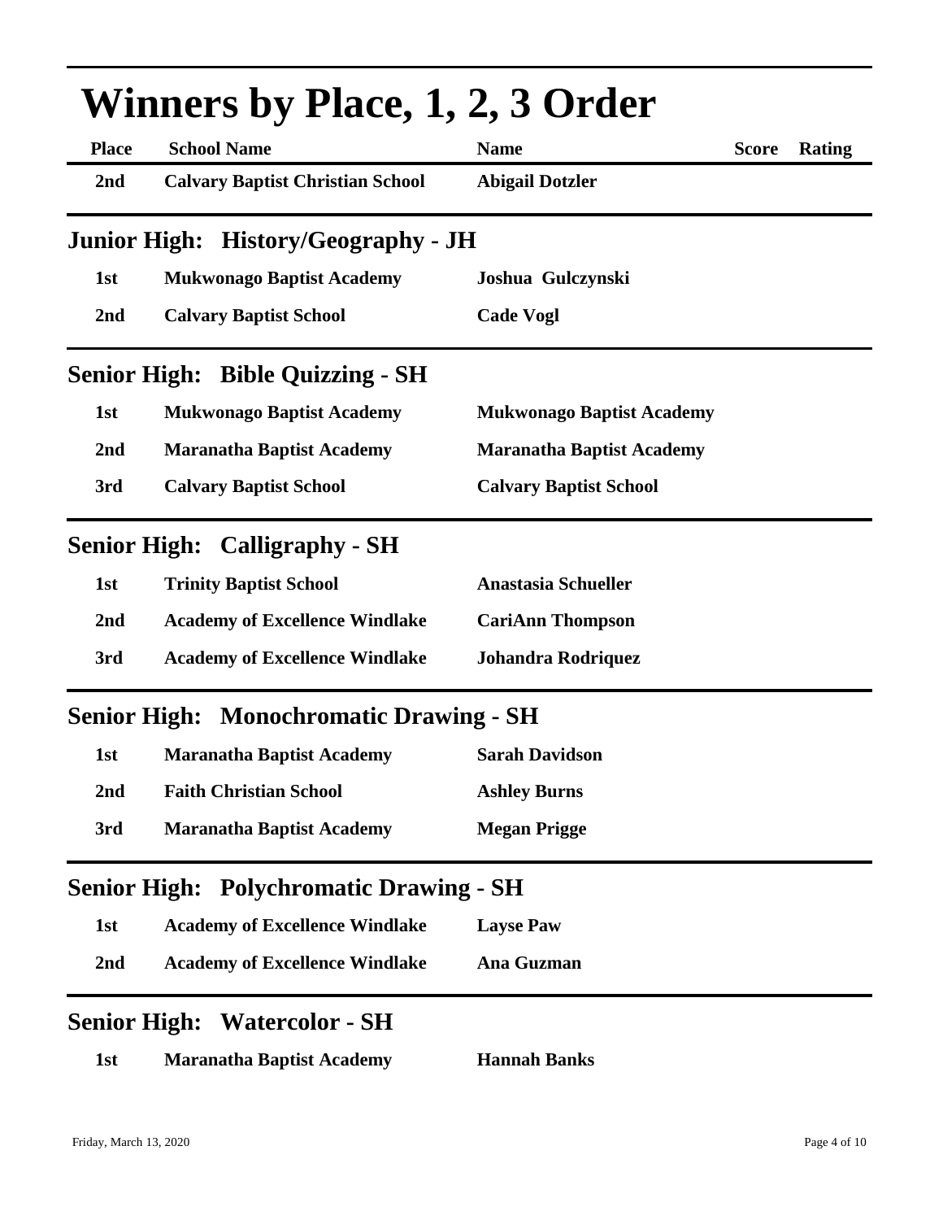# Winners by Place, 1, 2, 3 Order

| Place | School Name | Name | Score | Rating |
|---|---|---|---|---|
| 2nd | Calvary Baptist Christian School | Abigail Dotzler | | |

## Junior High: History/Geography - JH

| Place | School Name | Name | Score | Rating |
|---|---|---|---|---|
| 1st | Mukwonago Baptist Academy | Joshua Gulczynski | | |
| 2nd | Calvary Baptist School | Cade Vogl | | |

## Senior High: Bible Quizzing - SH

| Place | School Name | Name | Score | Rating |
|---|---|---|---|---|
| 1st | Mukwonago Baptist Academy | Mukwonago Baptist Academy | | |
| 2nd | Maranatha Baptist Academy | Maranatha Baptist Academy | | |
| 3rd | Calvary Baptist School | Calvary Baptist School | | |

## Senior High: Calligraphy - SH

| Place | School Name | Name | Score | Rating |
|---|---|---|---|---|
| 1st | Trinity Baptist School | Anastasia Schueller | | |
| 2nd | Academy of Excellence Windlake | CariAnn Thompson | | |
| 3rd | Academy of Excellence Windlake | Johandra Rodriquez | | |

## Senior High: Monochromatic Drawing - SH

| Place | School Name | Name | Score | Rating |
|---|---|---|---|---|
| 1st | Maranatha Baptist Academy | Sarah Davidson | | |
| 2nd | Faith Christian School | Ashley Burns | | |
| 3rd | Maranatha Baptist Academy | Megan Prigge | | |

## Senior High: Polychromatic Drawing - SH

| Place | School Name | Name | Score | Rating |
|---|---|---|---|---|
| 1st | Academy of Excellence Windlake | Layse Paw | | |
| 2nd | Academy of Excellence Windlake | Ana Guzman | | |

## Senior High: Watercolor - SH

| Place | School Name | Name | Score | Rating |
|---|---|---|---|---|
| 1st | Maranatha Baptist Academy | Hannah Banks | | |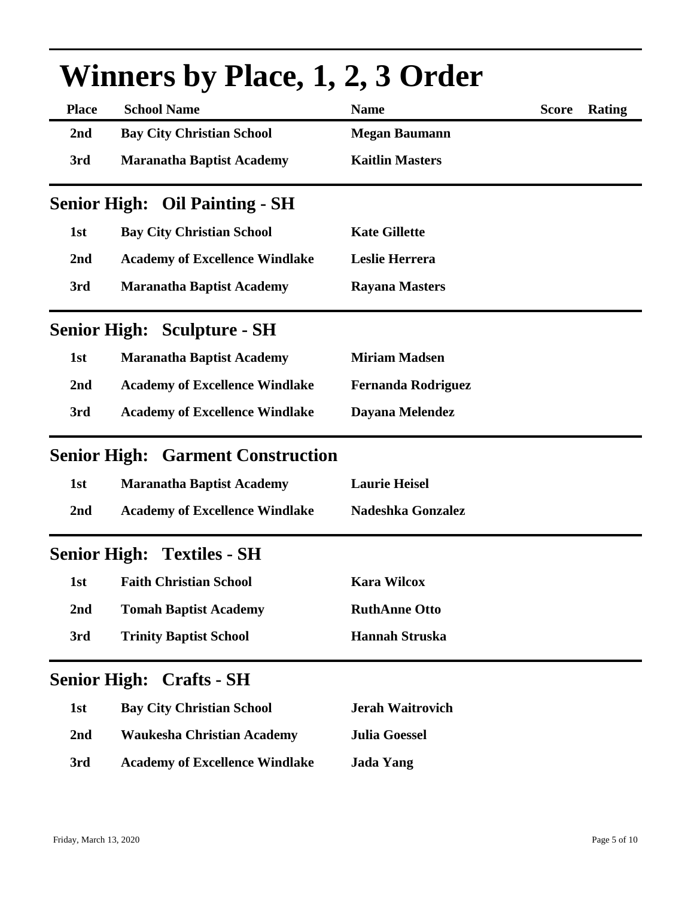# Winners by Place, 1, 2, 3 Order

| Place | School Name | Name | Score | Rating |
|---|---|---|---|---|
| 2nd | Bay City Christian School | Megan Baumann | | |
| 3rd | Maranatha Baptist Academy | Kaitlin Masters | | |

## Senior High: Oil Painting - SH

| Place | School Name | Name | Score | Rating |
|---|---|---|---|---|
| 1st | Bay City Christian School | Kate Gillette | | |
| 2nd | Academy of Excellence Windlake | Leslie Herrera | | |
| 3rd | Maranatha Baptist Academy | Rayana Masters | | |

## Senior High: Sculpture - SH

| Place | School Name | Name | Score | Rating |
|---|---|---|---|---|
| 1st | Maranatha Baptist Academy | Miriam Madsen | | |
| 2nd | Academy of Excellence Windlake | Fernanda Rodriguez | | |
| 3rd | Academy of Excellence Windlake | Dayana Melendez | | |

## Senior High: Garment Construction

| Place | School Name | Name | Score | Rating |
|---|---|---|---|---|
| 1st | Maranatha Baptist Academy | Laurie Heisel | | |
| 2nd | Academy of Excellence Windlake | Nadeshka Gonzalez | | |

## Senior High: Textiles - SH

| Place | School Name | Name | Score | Rating |
|---|---|---|---|---|
| 1st | Faith Christian School | Kara Wilcox | | |
| 2nd | Tomah Baptist Academy | RuthAnne Otto | | |
| 3rd | Trinity Baptist School | Hannah Struska | | |

## Senior High: Crafts - SH

| Place | School Name | Name | Score | Rating |
|---|---|---|---|---|
| 1st | Bay City Christian School | Jerah Waitrovich | | |
| 2nd | Waukesha Christian Academy | Julia Goessel | | |
| 3rd | Academy of Excellence Windlake | Jada Yang | | |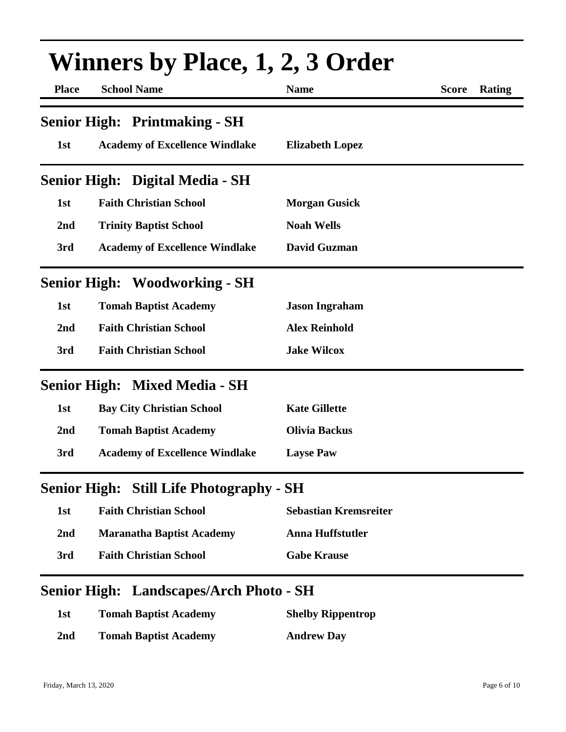# Winners by Place, 1, 2, 3 Order

| Place | School Name | Name | Score | Rating |
|---|---|---|---|---|

## Senior High: Printmaking - SH

| Place | School Name | Name | Score | Rating |
|---|---|---|---|---|
| 1st | Academy of Excellence Windlake | Elizabeth Lopez | | |

## Senior High: Digital Media - SH

| Place | School Name | Name | Score | Rating |
|---|---|---|---|---|
| 1st | Faith Christian School | Morgan Gusick | | |
| 2nd | Trinity Baptist School | Noah Wells | | |
| 3rd | Academy of Excellence Windlake | David Guzman | | |

## Senior High: Woodworking - SH

| Place | School Name | Name | Score | Rating |
|---|---|---|---|---|
| 1st | Tomah Baptist Academy | Jason Ingraham | | |
| 2nd | Faith Christian School | Alex Reinhold | | |
| 3rd | Faith Christian School | Jake Wilcox | | |

## Senior High: Mixed Media - SH

| Place | School Name | Name | Score | Rating |
|---|---|---|---|---|
| 1st | Bay City Christian School | Kate Gillette | | |
| 2nd | Tomah Baptist Academy | Olivia Backus | | |
| 3rd | Academy of Excellence Windlake | Layse Paw | | |

## Senior High: Still Life Photography - SH

| Place | School Name | Name | Score | Rating |
|---|---|---|---|---|
| 1st | Faith Christian School | Sebastian Kremsreiter | | |
| 2nd | Maranatha Baptist Academy | Anna Huffstutler | | |
| 3rd | Faith Christian School | Gabe Krause | | |

## Senior High: Landscapes/Arch Photo - SH

| Place | School Name | Name | Score | Rating |
|---|---|---|---|---|
| 1st | Tomah Baptist Academy | Shelby Rippentrop | | |
| 2nd | Tomah Baptist Academy | Andrew Day | | |

Friday, March 13, 2020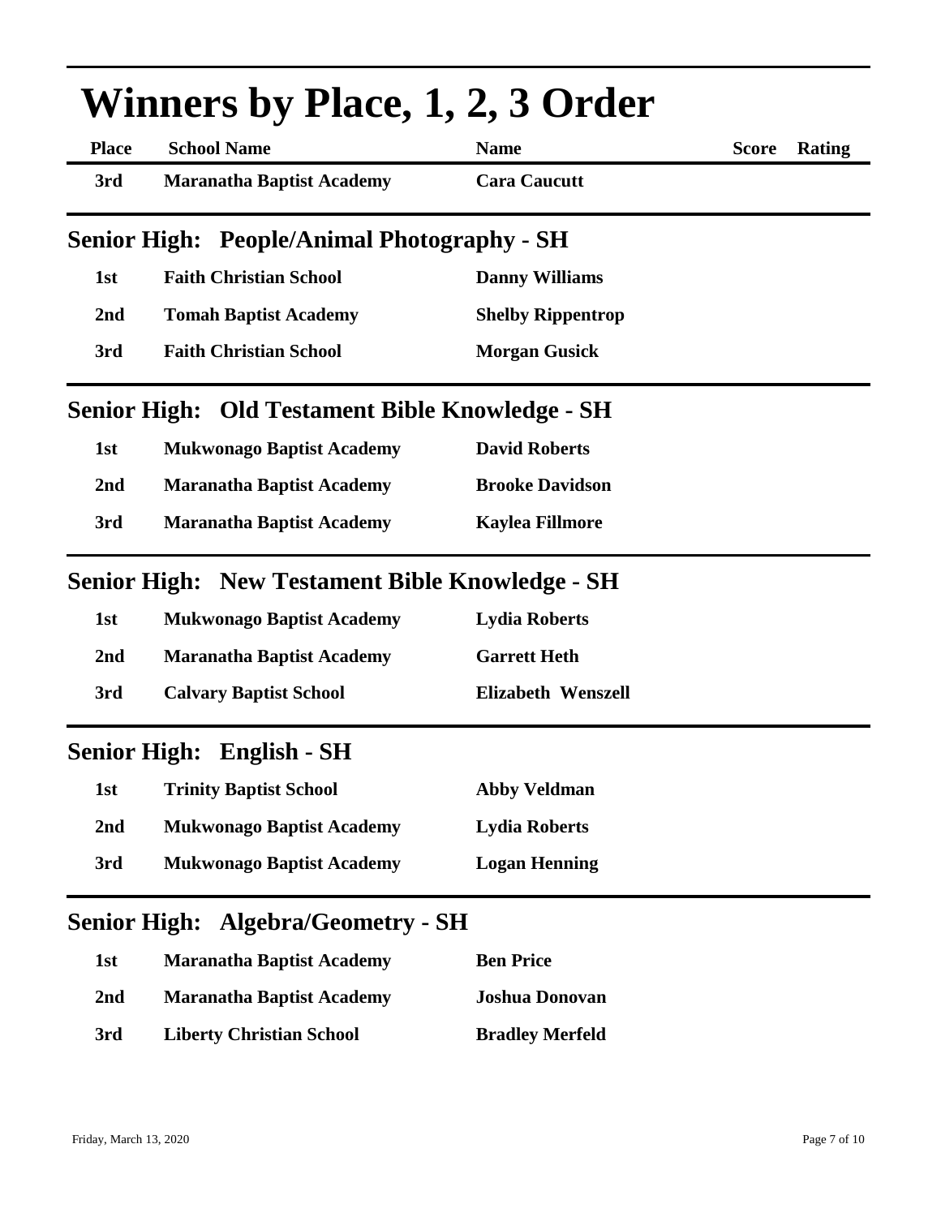# Winners by Place, 1, 2, 3 Order

| Place | School Name | Name | Score | Rating |
|---|---|---|---|---|
| 3rd | Maranatha Baptist Academy | Cara Caucutt | | |

## Senior High: People/Animal Photography - SH

| Place | School Name | Name | Score | Rating |
|---|---|---|---|---|
| 1st | Faith Christian School | Danny Williams | | |
| 2nd | Tomah Baptist Academy | Shelby Rippentrop | | |
| 3rd | Faith Christian School | Morgan Gusick | | |

## Senior High: Old Testament Bible Knowledge - SH

| Place | School Name | Name | Score | Rating |
|---|---|---|---|---|
| 1st | Mukwonago Baptist Academy | David Roberts | | |
| 2nd | Maranatha Baptist Academy | Brooke Davidson | | |
| 3rd | Maranatha Baptist Academy | Kaylea Fillmore | | |

## Senior High: New Testament Bible Knowledge - SH

| Place | School Name | Name | Score | Rating |
|---|---|---|---|---|
| 1st | Mukwonago Baptist Academy | Lydia Roberts | | |
| 2nd | Maranatha Baptist Academy | Garrett Heth | | |
| 3rd | Calvary Baptist School | Elizabeth Wenszell | | |

## Senior High: English - SH

| Place | School Name | Name | Score | Rating |
|---|---|---|---|---|
| 1st | Trinity Baptist School | Abby Veldman | | |
| 2nd | Mukwonago Baptist Academy | Lydia Roberts | | |
| 3rd | Mukwonago Baptist Academy | Logan Henning | | |

## Senior High: Algebra/Geometry - SH

| Place | School Name | Name | Score | Rating |
|---|---|---|---|---|
| 1st | Maranatha Baptist Academy | Ben Price | | |
| 2nd | Maranatha Baptist Academy | Joshua Donovan | | |
| 3rd | Liberty Christian School | Bradley Merfeld | | |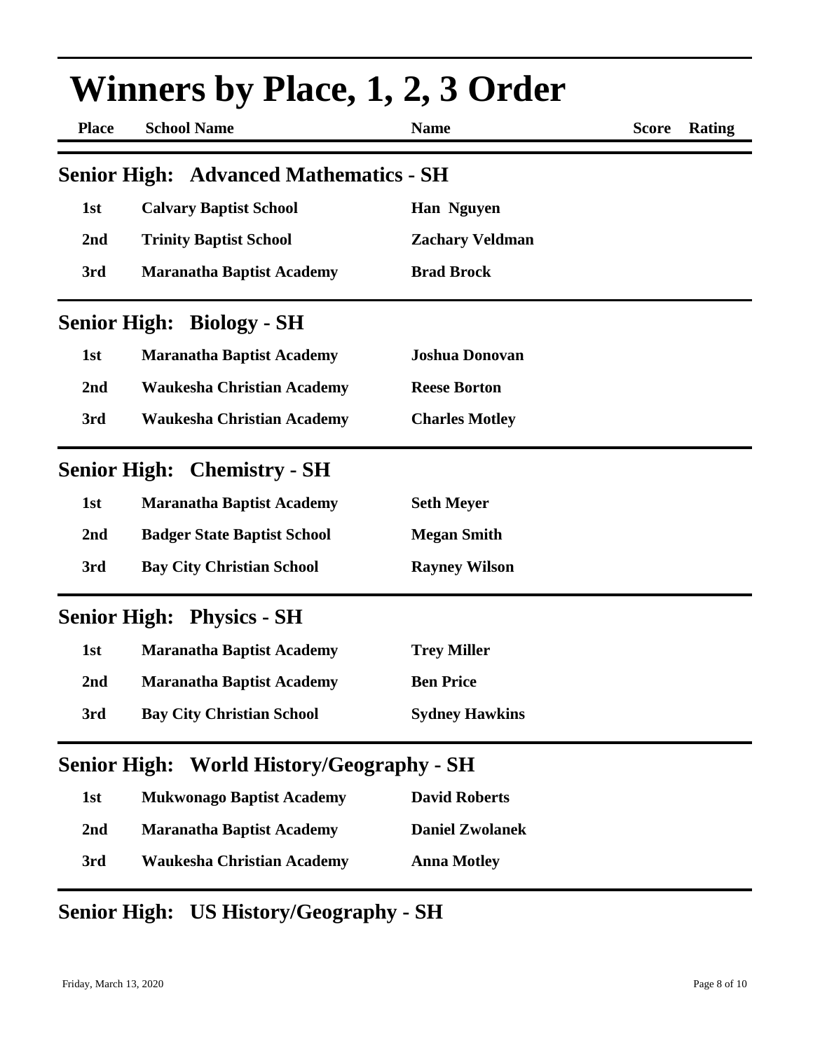# Winners by Place, 1, 2, 3 Order

| Place | School Name | Name | Score | Rating |
|---|---|---|---|---|

## Senior High: Advanced Mathematics - SH

| Place | School Name | Name | Score | Rating |
|---|---|---|---|---|
| 1st | Calvary Baptist School | Han Nguyen | | |
| 2nd | Trinity Baptist School | Zachary Veldman | | |
| 3rd | Maranatha Baptist Academy | Brad Brock | | |

## Senior High: Biology - SH

| Place | School Name | Name | Score | Rating |
|---|---|---|---|---|
| 1st | Maranatha Baptist Academy | Joshua Donovan | | |
| 2nd | Waukesha Christian Academy | Reese Borton | | |
| 3rd | Waukesha Christian Academy | Charles Motley | | |

## Senior High: Chemistry - SH

| Place | School Name | Name | Score | Rating |
|---|---|---|---|---|
| 1st | Maranatha Baptist Academy | Seth Meyer | | |
| 2nd | Badger State Baptist School | Megan Smith | | |
| 3rd | Bay City Christian School | Rayney Wilson | | |

## Senior High: Physics - SH

| Place | School Name | Name | Score | Rating |
|---|---|---|---|---|
| 1st | Maranatha Baptist Academy | Trey Miller | | |
| 2nd | Maranatha Baptist Academy | Ben Price | | |
| 3rd | Bay City Christian School | Sydney Hawkins | | |

## Senior High: World History/Geography - SH

| Place | School Name | Name | Score | Rating |
|---|---|---|---|---|
| 1st | Mukwonago Baptist Academy | David Roberts | | |
| 2nd | Maranatha Baptist Academy | Daniel Zwolanek | | |
| 3rd | Waukesha Christian Academy | Anna Motley | | |

## Senior High: US History/Geography - SH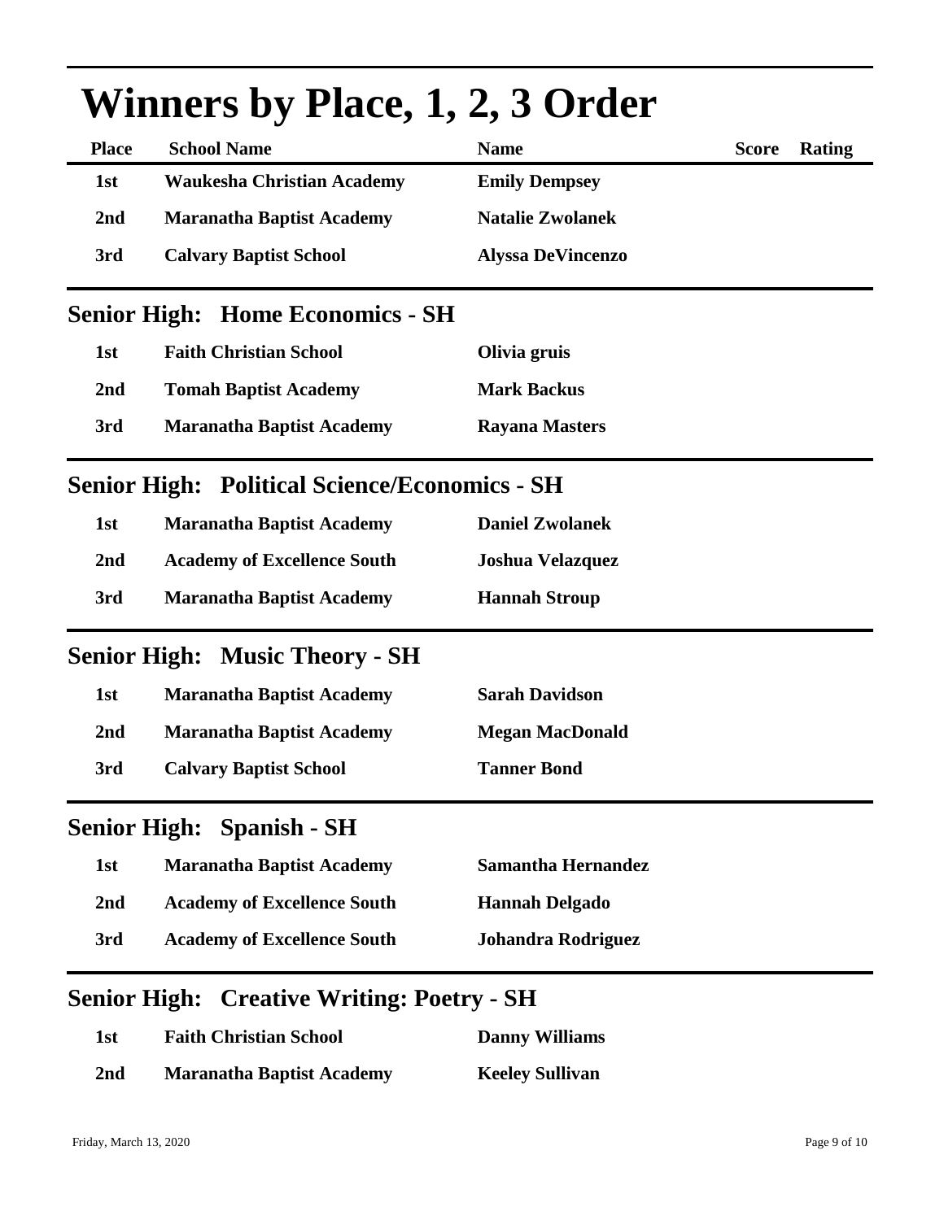# Winners by Place, 1, 2, 3 Order

| Place | School Name | Name | Score | Rating |
|---|---|---|---|---|
| 1st | Waukesha Christian Academy | Emily Dempsey | | |
| 2nd | Maranatha Baptist Academy | Natalie Zwolanek | | |
| 3rd | Calvary Baptist School | Alyssa DeVincenzo | | |

## Senior High: Home Economics - SH

| Place | School Name | Name |
|---|---|---|
| 1st | Faith Christian School | Olivia gruis |
| 2nd | Tomah Baptist Academy | Mark Backus |
| 3rd | Maranatha Baptist Academy | Rayana Masters |

## Senior High: Political Science/Economics - SH

| Place | School Name | Name |
|---|---|---|
| 1st | Maranatha Baptist Academy | Daniel Zwolanek |
| 2nd | Academy of Excellence South | Joshua Velazquez |
| 3rd | Maranatha Baptist Academy | Hannah Stroup |

## Senior High: Music Theory - SH

| Place | School Name | Name |
|---|---|---|
| 1st | Maranatha Baptist Academy | Sarah Davidson |
| 2nd | Maranatha Baptist Academy | Megan MacDonald |
| 3rd | Calvary Baptist School | Tanner Bond |

## Senior High: Spanish - SH

| Place | School Name | Name |
|---|---|---|
| 1st | Maranatha Baptist Academy | Samantha Hernandez |
| 2nd | Academy of Excellence South | Hannah Delgado |
| 3rd | Academy of Excellence South | Johandra Rodriguez |

## Senior High: Creative Writing: Poetry - SH

| Place | School Name | Name |
|---|---|---|
| 1st | Faith Christian School | Danny Williams |
| 2nd | Maranatha Baptist Academy | Keeley Sullivan |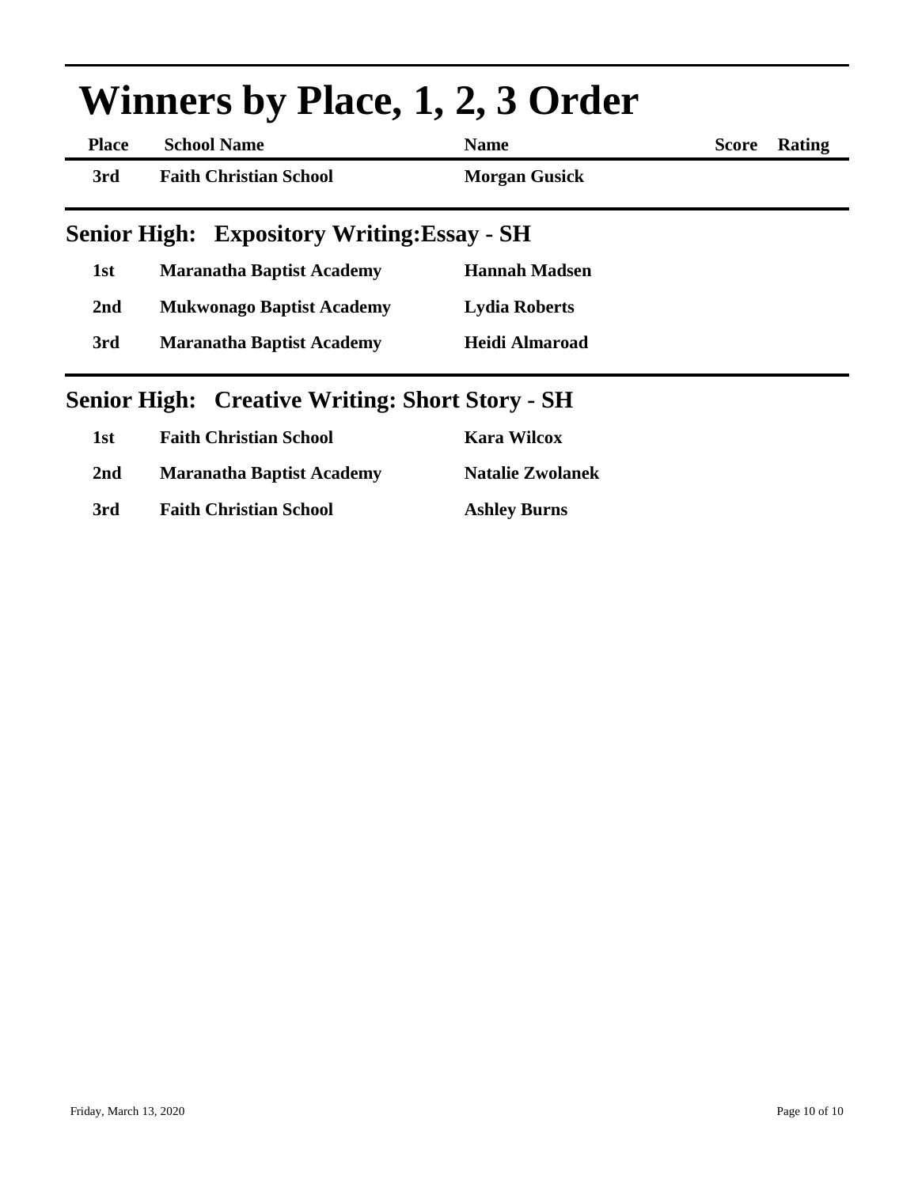# Winners by Place, 1, 2, 3 Order

| Place | School Name | Name | Score | Rating |
|---|---|---|---|---|
| 3rd | Faith Christian School | Morgan Gusick | | |

## Senior High: Expository Writing:Essay - SH

| | | |
|---|---|---|
| 1st | Maranatha Baptist Academy | Hannah Madsen |
| 2nd | Mukwonago Baptist Academy | Lydia Roberts |
| 3rd | Maranatha Baptist Academy | Heidi Almaroad |

## Senior High: Creative Writing: Short Story - SH

| | | |
|---|---|---|
| 1st | Faith Christian School | Kara Wilcox |
| 2nd | Maranatha Baptist Academy | Natalie Zwolanek |
| 3rd | Faith Christian School | Ashley Burns |

Friday, March 13, 2020